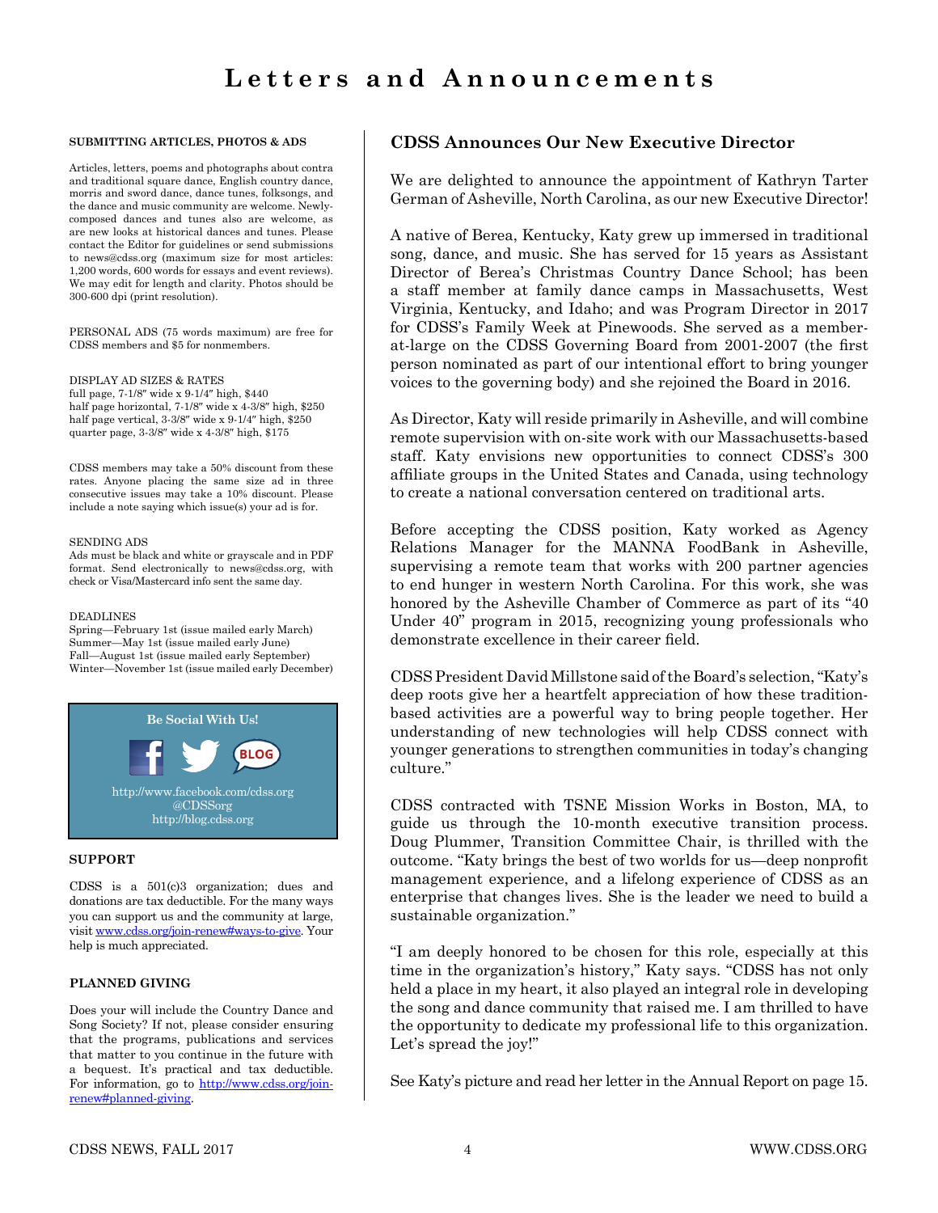# Letters and Announcements

**SUBMITTING ARTICLES, PHOTOS & ADS**

Articles, letters, poems and photographs about contra and traditional square dance, English country dance, morris and sword dance, dance tunes, folksongs, and the dance and music community are welcome. Newly-composed dances and tunes also are welcome, as are new looks at historical dances and tunes. Please contact the Editor for guidelines or send submissions to news@cdss.org (maximum size for most articles: 1,200 words, 600 words for essays and event reviews). We may edit for length and clarity. Photos should be 300-600 dpi (print resolution).

PERSONAL ADS (75 words maximum) are free for CDSS members and $5 for nonmembers.

DISPLAY AD SIZES & RATES
full page, 7-1/8″ wide x 9-1/4″ high, $440
half page horizontal, 7-1/8″ wide x 4-3/8″ high, $250
half page vertical, 3-3/8″ wide x 9-1/4″ high, $250
quarter page, 3-3/8″ wide x 4-3/8″ high, $175

CDSS members may take a 50% discount from these rates. Anyone placing the same size ad in three consecutive issues may take a 10% discount. Please include a note saying which issue(s) your ad is for.

SENDING ADS
Ads must be black and white or grayscale and in PDF format. Send electronically to news@cdss.org, with check or Visa/Mastercard info sent the same day.

DEADLINES
Spring—February 1st (issue mailed early March)
Summer—May 1st (issue mailed early June)
Fall—August 1st (issue mailed early September)
Winter—November 1st (issue mailed early December)

**Be Social With Us!**

http://www.facebook.com/cdss.org
@CDSSorg
http://blog.cdss.org

**SUPPORT**

CDSS is a 501(c)3 organization; dues and donations are tax deductible. For the many ways you can support us and the community at large, visit www.cdss.org/join-renew#ways-to-give. Your help is much appreciated.

**PLANNED GIVING**

Does your will include the Country Dance and Song Society? If not, please consider ensuring that the programs, publications and services that matter to you continue in the future with a bequest. It's practical and tax deductible. For information, go to http://www.cdss.org/join-renew#planned-giving.

## CDSS Announces Our New Executive Director

We are delighted to announce the appointment of Kathryn Tarter German of Asheville, North Carolina, as our new Executive Director!

A native of Berea, Kentucky, Katy grew up immersed in traditional song, dance, and music. She has served for 15 years as Assistant Director of Berea's Christmas Country Dance School; has been a staff member at family dance camps in Massachusetts, West Virginia, Kentucky, and Idaho; and was Program Director in 2017 for CDSS's Family Week at Pinewoods. She served as a member-at-large on the CDSS Governing Board from 2001-2007 (the first person nominated as part of our intentional effort to bring younger voices to the governing body) and she rejoined the Board in 2016.

As Director, Katy will reside primarily in Asheville, and will combine remote supervision with on-site work with our Massachusetts-based staff. Katy envisions new opportunities to connect CDSS's 300 affiliate groups in the United States and Canada, using technology to create a national conversation centered on traditional arts.

Before accepting the CDSS position, Katy worked as Agency Relations Manager for the MANNA FoodBank in Asheville, supervising a remote team that works with 200 partner agencies to end hunger in western North Carolina. For this work, she was honored by the Asheville Chamber of Commerce as part of its "40 Under 40" program in 2015, recognizing young professionals who demonstrate excellence in their career field.

CDSS President David Millstone said of the Board's selection, "Katy's deep roots give her a heartfelt appreciation of how these tradition-based activities are a powerful way to bring people together. Her understanding of new technologies will help CDSS connect with younger generations to strengthen communities in today's changing culture."

CDSS contracted with TSNE Mission Works in Boston, MA, to guide us through the 10-month executive transition process. Doug Plummer, Transition Committee Chair, is thrilled with the outcome. "Katy brings the best of two worlds for us—deep nonprofit management experience, and a lifelong experience of CDSS as an enterprise that changes lives. She is the leader we need to build a sustainable organization."

"I am deeply honored to be chosen for this role, especially at this time in the organization's history," Katy says. "CDSS has not only held a place in my heart, it also played an integral role in developing the song and dance community that raised me. I am thrilled to have the opportunity to dedicate my professional life to this organization. Let's spread the joy!"

See Katy's picture and read her letter in the Annual Report on page 15.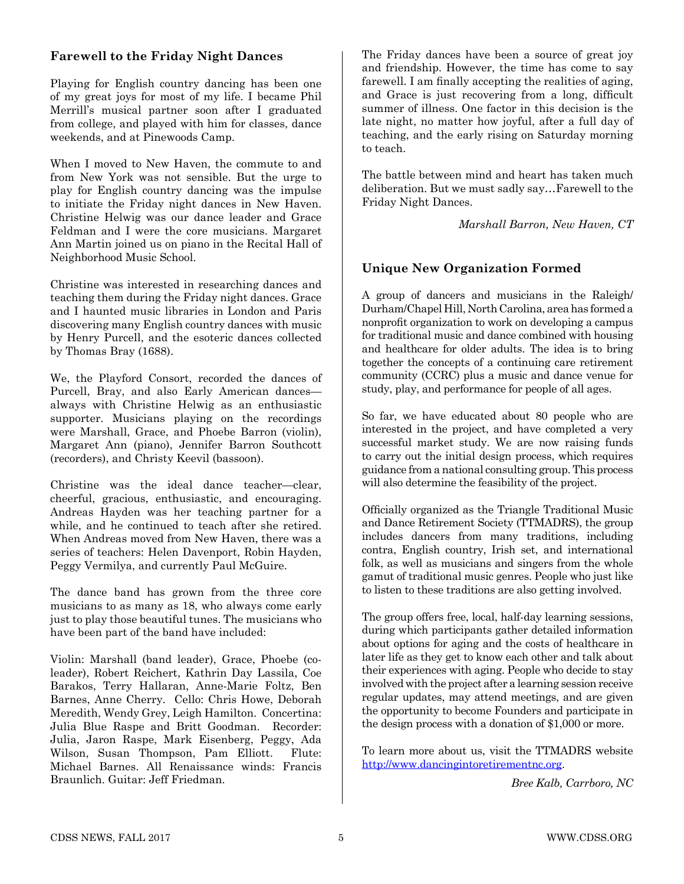## Farewell to the Friday Night Dances

Playing for English country dancing has been one of my great joys for most of my life. I became Phil Merrill's musical partner soon after I graduated from college, and played with him for classes, dance weekends, and at Pinewoods Camp.

When I moved to New Haven, the commute to and from New York was not sensible. But the urge to play for English country dancing was the impulse to initiate the Friday night dances in New Haven. Christine Helwig was our dance leader and Grace Feldman and I were the core musicians. Margaret Ann Martin joined us on piano in the Recital Hall of Neighborhood Music School.

Christine was interested in researching dances and teaching them during the Friday night dances. Grace and I haunted music libraries in London and Paris discovering many English country dances with music by Henry Purcell, and the esoteric dances collected by Thomas Bray (1688).

We, the Playford Consort, recorded the dances of Purcell, Bray, and also Early American dances—always with Christine Helwig as an enthusiastic supporter. Musicians playing on the recordings were Marshall, Grace, and Phoebe Barron (violin), Margaret Ann (piano), Jennifer Barron Southcott (recorders), and Christy Keevil (bassoon).

Christine was the ideal dance teacher—clear, cheerful, gracious, enthusiastic, and encouraging. Andreas Hayden was her teaching partner for a while, and he continued to teach after she retired. When Andreas moved from New Haven, there was a series of teachers: Helen Davenport, Robin Hayden, Peggy Vermilya, and currently Paul McGuire.

The dance band has grown from the three core musicians to as many as 18, who always come early just to play those beautiful tunes. The musicians who have been part of the band have included:

Violin: Marshall (band leader), Grace, Phoebe (co-leader), Robert Reichert, Kathrin Day Lassila, Coe Barakos, Terry Hallaran, Anne-Marie Foltz, Ben Barnes, Anne Cherry. Cello: Chris Howe, Deborah Meredith, Wendy Grey, Leigh Hamilton. Concertina: Julia Blue Raspe and Britt Goodman. Recorder: Julia, Jaron Raspe, Mark Eisenberg, Peggy, Ada Wilson, Susan Thompson, Pam Elliott. Flute: Michael Barnes. All Renaissance winds: Francis Braunlich. Guitar: Jeff Friedman.

The Friday dances have been a source of great joy and friendship. However, the time has come to say farewell. I am finally accepting the realities of aging, and Grace is just recovering from a long, difficult summer of illness. One factor in this decision is the late night, no matter how joyful, after a full day of teaching, and the early rising on Saturday morning to teach.

The battle between mind and heart has taken much deliberation. But we must sadly say…Farewell to the Friday Night Dances.

*Marshall Barron, New Haven, CT*

## Unique New Organization Formed

A group of dancers and musicians in the Raleigh/Durham/Chapel Hill, North Carolina, area has formed a nonprofit organization to work on developing a campus for traditional music and dance combined with housing and healthcare for older adults. The idea is to bring together the concepts of a continuing care retirement community (CCRC) plus a music and dance venue for study, play, and performance for people of all ages.

So far, we have educated about 80 people who are interested in the project, and have completed a very successful market study. We are now raising funds to carry out the initial design process, which requires guidance from a national consulting group. This process will also determine the feasibility of the project.

Officially organized as the Triangle Traditional Music and Dance Retirement Society (TTMADRS), the group includes dancers from many traditions, including contra, English country, Irish set, and international folk, as well as musicians and singers from the whole gamut of traditional music genres. People who just like to listen to these traditions are also getting involved.

The group offers free, local, half-day learning sessions, during which participants gather detailed information about options for aging and the costs of healthcare in later life as they get to know each other and talk about their experiences with aging. People who decide to stay involved with the project after a learning session receive regular updates, may attend meetings, and are given the opportunity to become Founders and participate in the design process with a donation of $1,000 or more.

To learn more about us, visit the TTMADRS website http://www.dancingintoretirementnc.org.

*Bree Kalb, Carrboro, NC*